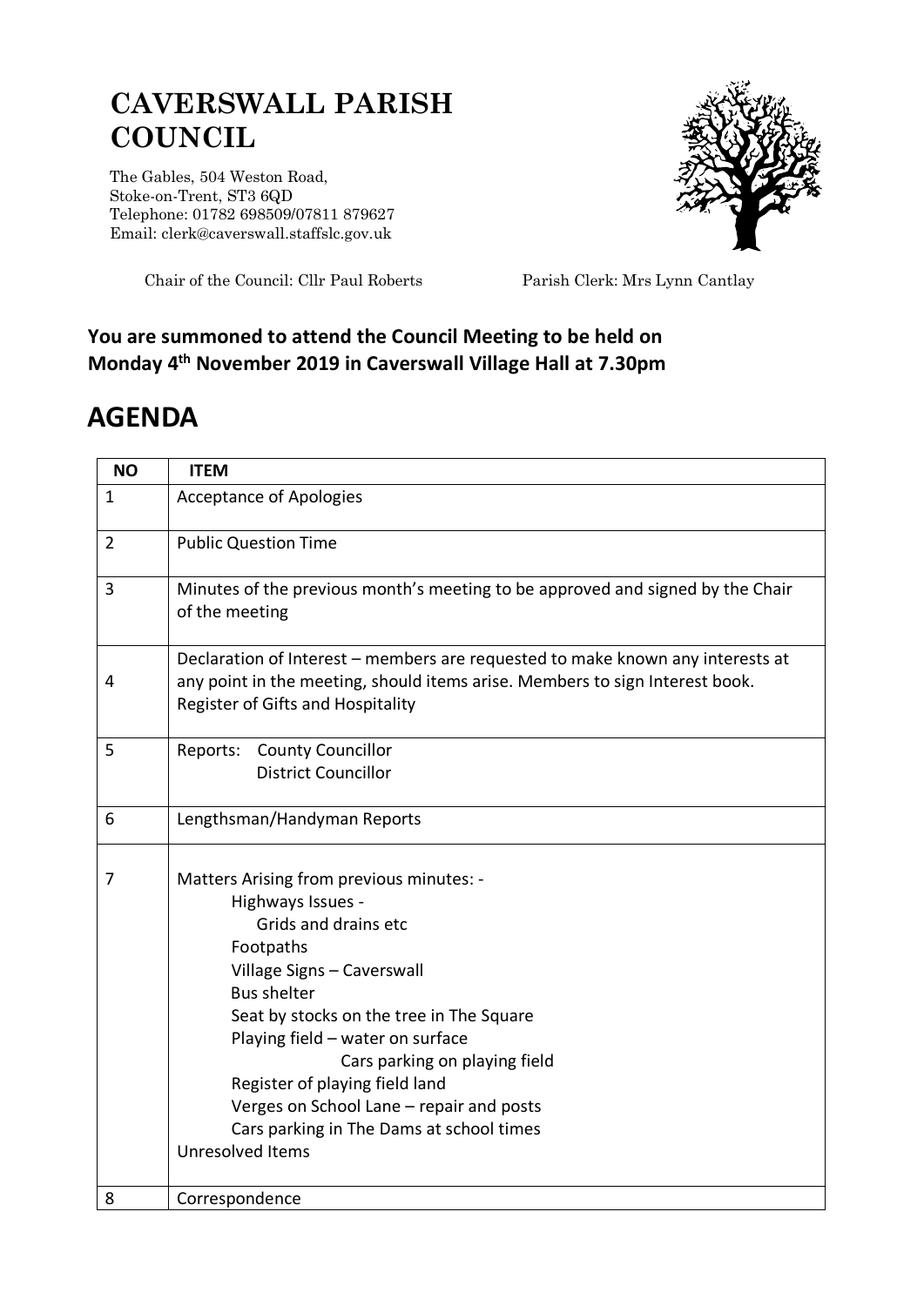# CAVERSWALL PARISH COUNCIL

The Gables, 504 Weston Road,
Stoke-on-Trent, ST3 6QD
Telephone: 01782 698509/07811 879627
Email: clerk@caverswall.staffslc.gov.uk

Chair of the Council: Cllr Paul Roberts    Parish Clerk: Mrs Lynn Cantlay

**You are summoned to attend the Council Meeting to be held on Monday 4th November 2019 in Caverswall Village Hall at 7.30pm**

## AGENDA

| NO | ITEM |
|---|---|
| 1 | Acceptance of Apologies |
| 2 | Public Question Time |
| 3 | Minutes of the previous month's meeting to be approved and signed by the Chair of the meeting |
| 4 | Declaration of Interest – members are requested to make known any interests at any point in the meeting, should items arise. Members to sign Interest book. Register of Gifts and Hospitality |
| 5 | Reports: County Councillor<br>District Councillor |
| 6 | Lengthsman/Handyman Reports |
| 7 | Matters Arising from previous minutes: -<br>Highways Issues -<br>Grids and drains etc<br>Footpaths<br>Village Signs – Caverswall<br>Bus shelter<br>Seat by stocks on the tree in The Square<br>Playing field – water on surface<br>Cars parking on playing field<br>Register of playing field land<br>Verges on School Lane – repair and posts<br>Cars parking in The Dams at school times<br>Unresolved Items |
| 8 | Correspondence |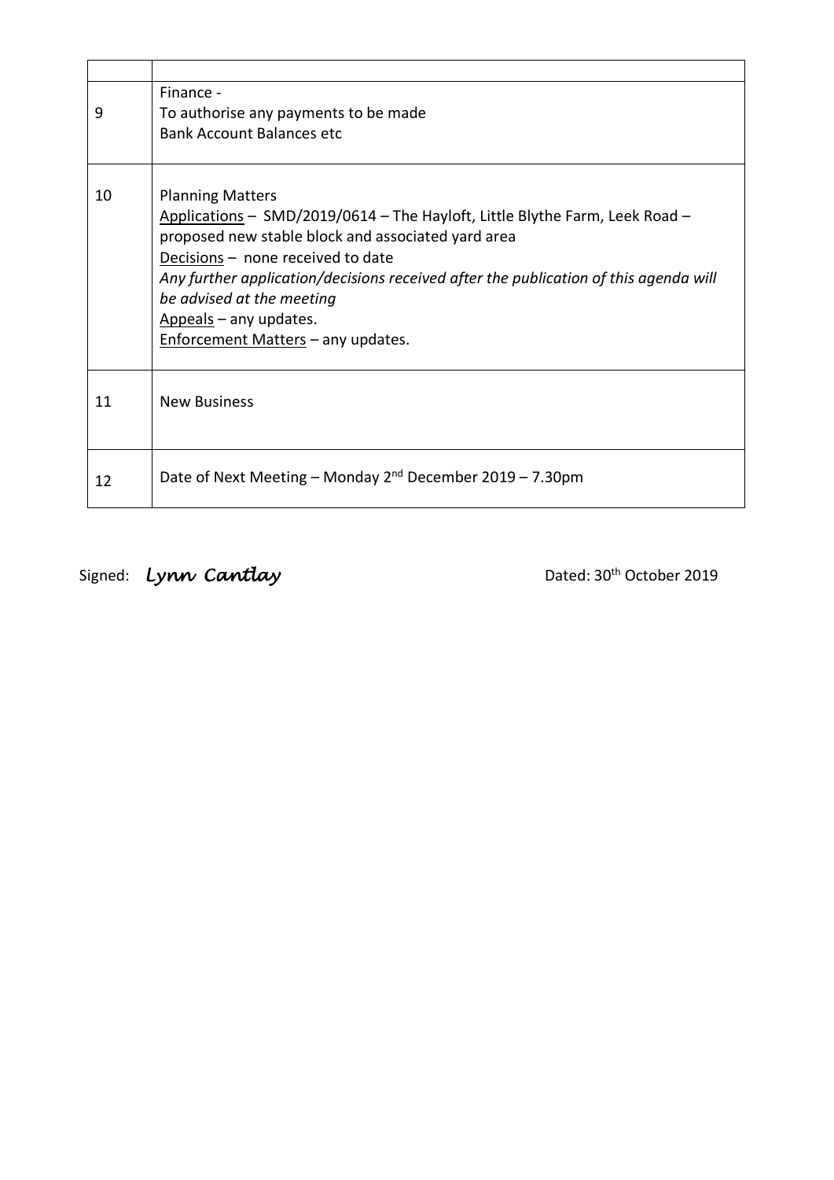| | |
|---|---|
| 9 | Finance -<br>To authorise any payments to be made<br>Bank Account Balances etc |
| 10 | Planning Matters<br>Applications – SMD/2019/0614 – The Hayloft, Little Blythe Farm, Leek Road – proposed new stable block and associated yard area<br>Decisions – none received to date<br>*Any further application/decisions received after the publication of this agenda will be advised at the meeting*<br>Appeals – any updates.<br>Enforcement Matters – any updates. |
| 11 | New Business |
| 12 | Date of Next Meeting – Monday 2nd December 2019 – 7.30pm |

Signed: *Lynn Cantlay* Dated: 30th October 2019